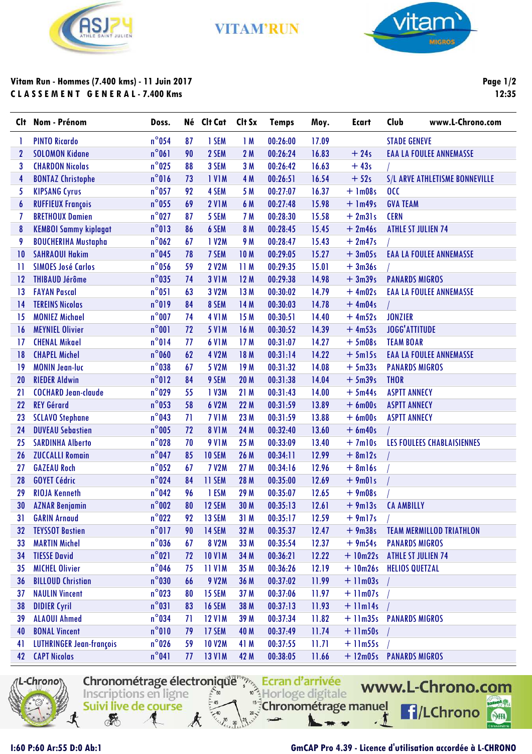VITAM'RUN

**Vitam Run - Hommes (7.400 kms) - 11 Juin 2017**
**CLASSEMENT GENERAL - 7.400 Kms**

12:35

| Clt | Nom - Prénom | Doss. | Né | Clt Cat | Clt Sx | Temps | Moy. | Ecart | Club | www.L-Chrono.com |
|---|---|---|---|---|---|---|---|---|---|---|
| 1 | PINTO Ricardo | n°054 | 87 | 1 SEM | 1 M | 00:26:00 | 17.09 | | STADE GENEVE | |
| 2 | SOLOMON Kidane | n°061 | 90 | 2 SEM | 2 M | 00:26:24 | 16.83 | + 24s | EAA LA FOULEE ANNEMASSE | |
| 3 | CHARDON Nicolas | n°025 | 88 | 3 SEM | 3 M | 00:26:42 | 16.63 | + 43s | / | |
| 4 | BONTAZ Christophe | n°016 | 73 | 1 V1M | 4 M | 00:26:51 | 16.54 | + 52s | S/L ARVE ATHLETISME BONNEVILLE | |
| 5 | KIPSANG Cyrus | n°057 | 92 | 4 SEM | 5 M | 00:27:07 | 16.37 | + 1m08s | OCC | |
| 6 | RUFFIEUX François | n°055 | 69 | 2 V1M | 6 M | 00:27:48 | 15.98 | + 1m49s | GVA TEAM | |
| 7 | BRETHOUX Damien | n°027 | 87 | 5 SEM | 7 M | 00:28:30 | 15.58 | + 2m31s | CERN | |
| 8 | KEMBOI Sammy kiplagat | n°013 | 86 | 6 SEM | 8 M | 00:28:45 | 15.45 | + 2m46s | ATHLE ST JULIEN 74 | |
| 9 | BOUCHERIHA Mustapha | n°062 | 67 | 1 V2M | 9 M | 00:28:47 | 15.43 | + 2m47s | / | |
| 10 | SAHRAOUI Hakim | n°045 | 78 | 7 SEM | 10 M | 00:29:05 | 15.27 | + 3m05s | EAA LA FOULEE ANNEMASSE | |
| 11 | SIMOES José Carlos | n°056 | 59 | 2 V2M | 11 M | 00:29:35 | 15.01 | + 3m36s | / | |
| 12 | THIBAUD Jérôme | n°035 | 74 | 3 V1M | 12 M | 00:29:38 | 14.98 | + 3m39s | PANARDS MIGROS | |
| 13 | FAYAN Pascal | n°051 | 63 | 3 V2M | 13 M | 00:30:02 | 14.79 | + 4m02s | EAA LA FOULEE ANNEMASSE | |
| 14 | TEREINS Nicolas | n°019 | 84 | 8 SEM | 14 M | 00:30:03 | 14.78 | + 4m04s | / | |
| 15 | MONIEZ Michael | n°007 | 74 | 4 V1M | 15 M | 00:30:51 | 14.40 | + 4m52s | JONZIER | |
| 16 | MEYNIEL Olivier | n°001 | 72 | 5 V1M | 16 M | 00:30:52 | 14.39 | + 4m53s | JOGG'ATTITUDE | |
| 17 | CHENAL Mikael | n°014 | 77 | 6 V1M | 17 M | 00:31:07 | 14.27 | + 5m08s | TEAM BOAR | |
| 18 | CHAPEL Michel | n°060 | 62 | 4 V2M | 18 M | 00:31:14 | 14.22 | + 5m15s | EAA LA FOULEE ANNEMASSE | |
| 19 | MONIN Jean-luc | n°038 | 67 | 5 V2M | 19 M | 00:31:32 | 14.08 | + 5m33s | PANARDS MIGROS | |
| 20 | RIEDER Aldwin | n°012 | 84 | 9 SEM | 20 M | 00:31:38 | 14.04 | + 5m39s | THOR | |
| 21 | COCHARD Jean-claude | n°029 | 55 | 1 V3M | 21 M | 00:31:43 | 14.00 | + 5m44s | ASPTT ANNECY | |
| 22 | REY Gérard | n°053 | 58 | 6 V2M | 22 M | 00:31:59 | 13.89 | + 6m00s | ASPTT ANNECY | |
| 23 | SCLAVO Stephane | n°043 | 71 | 7 V1M | 23 M | 00:31:59 | 13.88 | + 6m00s | ASPTT ANNECY | |
| 24 | DUVEAU Sebastien | n°005 | 72 | 8 V1M | 24 M | 00:32:40 | 13.60 | + 6m40s | / | |
| 25 | SARDINHA Alberto | n°028 | 70 | 9 V1M | 25 M | 00:33:09 | 13.40 | + 7m10s | LES FOULEES CHABLAISIENNES | |
| 26 | ZUCCALLI Romain | n°047 | 85 | 10 SEM | 26 M | 00:34:11 | 12.99 | + 8m12s | / | |
| 27 | GAZEAU Roch | n°052 | 67 | 7 V2M | 27 M | 00:34:16 | 12.96 | + 8m16s | / | |
| 28 | GOYET Cédric | n°024 | 84 | 11 SEM | 28 M | 00:35:00 | 12.69 | + 9m01s | / | |
| 29 | RIOJA Kenneth | n°042 | 96 | 1 ESM | 29 M | 00:35:07 | 12.65 | + 9m08s | / | |
| 30 | AZNAR Benjamin | n°002 | 80 | 12 SEM | 30 M | 00:35:13 | 12.61 | + 9m13s | CA AMBILLY | |
| 31 | GARIN Arnaud | n°022 | 92 | 13 SEM | 31 M | 00:35:17 | 12.59 | + 9m17s | / | |
| 32 | TEYSSOT Bastien | n°017 | 90 | 14 SEM | 32 M | 00:35:37 | 12.47 | + 9m38s | TEAM MERMILLOD TRIATHLON | |
| 33 | MARTIN Michel | n°036 | 67 | 8 V2M | 33 M | 00:35:54 | 12.37 | + 9m54s | PANARDS MIGROS | |
| 34 | TIESSE David | n°021 | 72 | 10 V1M | 34 M | 00:36:21 | 12.22 | + 10m22s | ATHLE ST JULIEN 74 | |
| 35 | MICHEL Olivier | n°046 | 75 | 11 V1M | 35 M | 00:36:26 | 12.19 | + 10m26s | HELIOS QUETZAL | |
| 36 | BILLOUD Christian | n°030 | 66 | 9 V2M | 36 M | 00:37:02 | 11.99 | + 11m03s | / | |
| 37 | NAULIN Vincent | n°023 | 80 | 15 SEM | 37 M | 00:37:06 | 11.97 | + 11m07s | / | |
| 38 | DIDIER Cyril | n°031 | 83 | 16 SEM | 38 M | 00:37:13 | 11.93 | + 11m14s | / | |
| 39 | ALAOUI Ahmed | n°034 | 71 | 12 V1M | 39 M | 00:37:34 | 11.82 | + 11m35s | PANARDS MIGROS | |
| 40 | BONAL Vincent | n°010 | 79 | 17 SEM | 40 M | 00:37:49 | 11.74 | + 11m50s | / | |
| 41 | LUTHRINGER Jean-françois | n°026 | 59 | 10 V2M | 41 M | 00:37:55 | 11.71 | + 11m55s | / | |
| 42 | CAPT Nicolas | n°041 | 77 | 13 V1M | 42 M | 00:38:05 | 11.66 | + 12m05s | PANARDS MIGROS | |

I:60 P:60 Ar:55 D:0 Ab:1

GmCAP Pro 4.39 - Licence d'utilisation accordée à L-CHRONO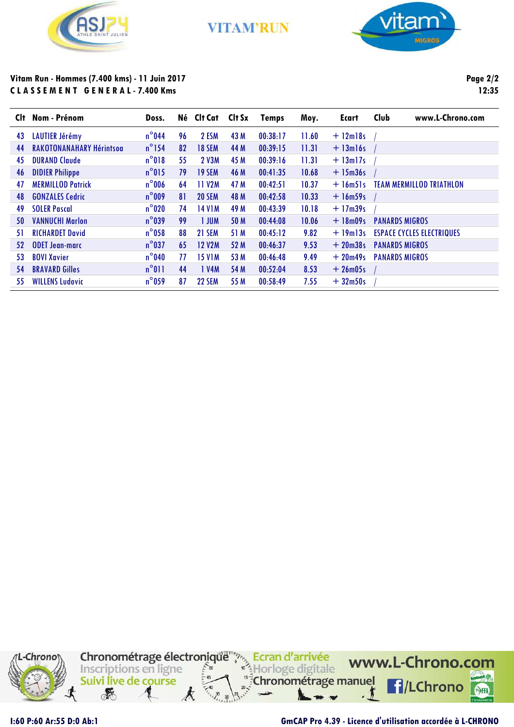VITAM'RUN

**Vitam Run - Hommes (7.400 kms) - 11 Juin 2017**
**C L A S S E M E N T   G E N E R A L - 7.400 Kms**

**12:35**

| Clt | Nom - Prénom | Doss. | Né | Clt Cat | Clt Sx | Temps | Moy. | Ecart | Club | www.L-Chrono.com |
|---|---|---|---|---|---|---|---|---|---|---|
| 43 | LAUTIER Jérémy | n°044 | 96 | 2 ESM | 43 M | 00:38:17 | 11.60 | + 12m18s | / | |
| 44 | RAKOTONANAHARY Hérintsoa | n°154 | 82 | 18 SEM | 44 M | 00:39:15 | 11.31 | + 13m16s | / | |
| 45 | DURAND Claude | n°018 | 55 | 2 V3M | 45 M | 00:39:16 | 11.31 | + 13m17s | / | |
| 46 | DIDIER Philippe | n°015 | 79 | 19 SEM | 46 M | 00:41:35 | 10.68 | + 15m36s | / | |
| 47 | MERMILLOD Patrick | n°006 | 64 | 11 V2M | 47 M | 00:42:51 | 10.37 | + 16m51s | TEAM MERMILLOD TRIATHLON | |
| 48 | GONZALES Cedric | n°009 | 81 | 20 SEM | 48 M | 00:42:58 | 10.33 | + 16m59s | / | |
| 49 | SOLER Pascal | n°020 | 74 | 14 V1M | 49 M | 00:43:39 | 10.18 | + 17m39s | / | |
| 50 | VANNUCHI Marlon | n°039 | 99 | 1 JUM | 50 M | 00:44:08 | 10.06 | + 18m09s | PANARDS MIGROS | |
| 51 | RICHARDET David | n°058 | 88 | 21 SEM | 51 M | 00:45:12 | 9.82 | + 19m13s | ESPACE CYCLES ELECTRIQUES | |
| 52 | ODET Jean-marc | n°037 | 65 | 12 V2M | 52 M | 00:46:37 | 9.53 | + 20m38s | PANARDS MIGROS | |
| 53 | BOVI Xavier | n°040 | 77 | 15 V1M | 53 M | 00:46:48 | 9.49 | + 20m49s | PANARDS MIGROS | |
| 54 | BRAVARD Gilles | n°011 | 44 | 1 V4M | 54 M | 00:52:04 | 8.53 | + 26m05s | / | |
| 55 | WILLENS Ludovic | n°059 | 87 | 22 SEM | 55 M | 00:58:49 | 7.55 | + 32m50s | / | |

Chronométrage électronique
Inscriptions en ligne
Suivi live de course
Ecran d'arrivée
Horloge digitale
Chronométrage manuel
www.L-Chrono.com
/LChrono

I:60 P:60 Ar:55 D:0 Ab:1

GmCAP Pro 4.39 - Licence d'utilisation accordée à L-CHRONO